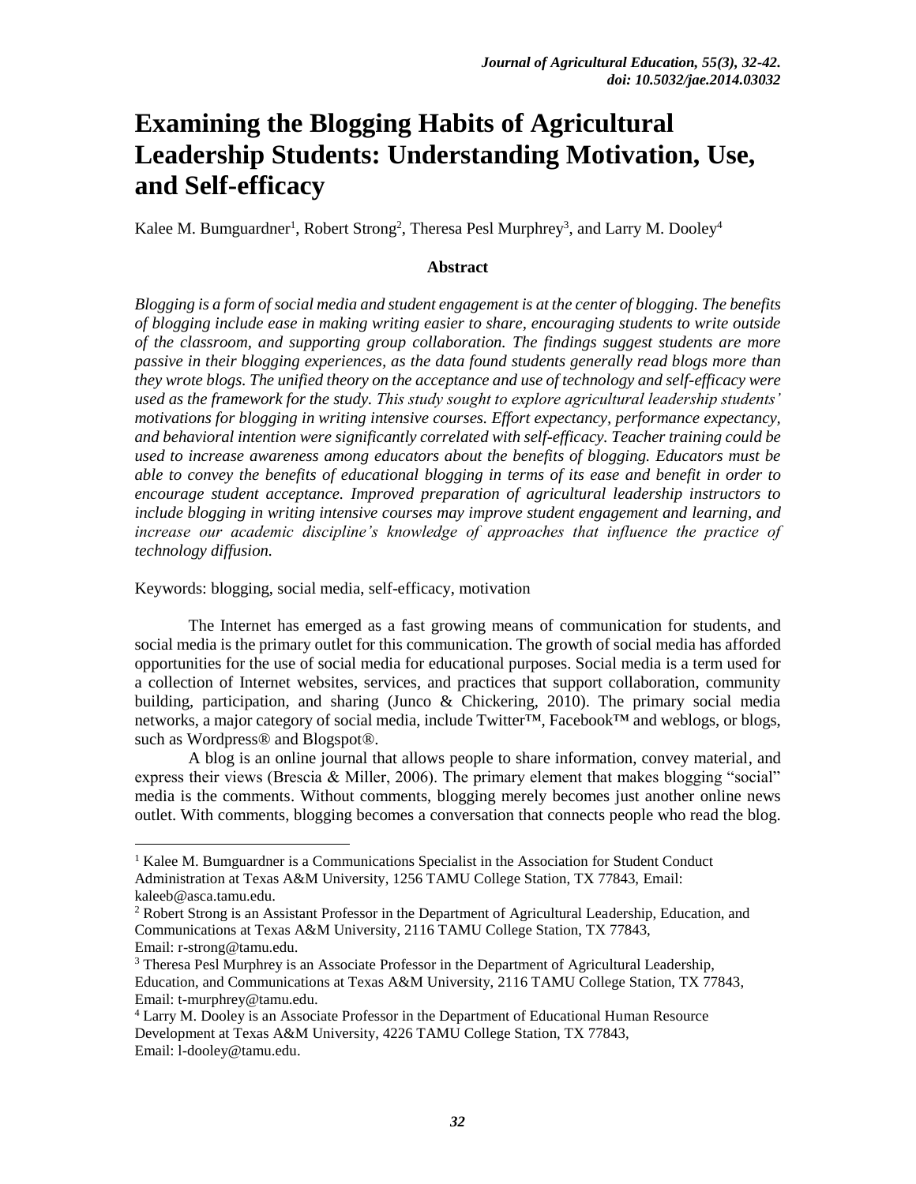# Examining the Blogging Habits of Agricultural Leadership Students: Understanding Motivation, Use, and Self-efficacy

Kalee M. Bumguardner[1], Robert Strong[2], Theresa Pesl Murphrey[3], and Larry M. Dooley[4]

### Abstract

*Blogging is a form of social media and student engagement is at the center of blogging. The benefits of blogging include ease in making writing easier to share, encouraging students to write outside of the classroom, and supporting group collaboration. The findings suggest students are more passive in their blogging experiences, as the data found students generally read blogs more than they wrote blogs. The unified theory on the acceptance and use of technology and self-efficacy were used as the framework for the study. This study sought to explore agricultural leadership students' motivations for blogging in writing intensive courses. Effort expectancy, performance expectancy, and behavioral intention were significantly correlated with self-efficacy. Teacher training could be used to increase awareness among educators about the benefits of blogging. Educators must be able to convey the benefits of educational blogging in terms of its ease and benefit in order to encourage student acceptance. Improved preparation of agricultural leadership instructors to include blogging in writing intensive courses may improve student engagement and learning, and increase our academic discipline's knowledge of approaches that influence the practice of technology diffusion.*

Keywords: blogging, social media, self-efficacy, motivation

The Internet has emerged as a fast growing means of communication for students, and social media is the primary outlet for this communication. The growth of social media has afforded opportunities for the use of social media for educational purposes. Social media is a term used for a collection of Internet websites, services, and practices that support collaboration, community building, participation, and sharing (Junco & Chickering, 2010). The primary social media networks, a major category of social media, include Twitter™, Facebook™ and weblogs, or blogs, such as Wordpress® and Blogspot®.

A blog is an online journal that allows people to share information, convey material, and express their views (Brescia & Miller, 2006). The primary element that makes blogging "social" media is the comments. Without comments, blogging merely becomes just another online news outlet. With comments, blogging becomes a conversation that connects people who read the blog.

---

[1] Kalee M. Bumguardner is a Communications Specialist in the Association for Student Conduct Administration at Texas A&M University, 1256 TAMU College Station, TX 77843, Email: kaleeb@asca.tamu.edu.

[2] Robert Strong is an Assistant Professor in the Department of Agricultural Leadership, Education, and Communications at Texas A&M University, 2116 TAMU College Station, TX 77843, Email: r-strong@tamu.edu.

[3] Theresa Pesl Murphrey is an Associate Professor in the Department of Agricultural Leadership, Education, and Communications at Texas A&M University, 2116 TAMU College Station, TX 77843, Email: t-murphrey@tamu.edu.

[4] Larry M. Dooley is an Associate Professor in the Department of Educational Human Resource Development at Texas A&M University, 4226 TAMU College Station, TX 77843, Email: l-dooley@tamu.edu.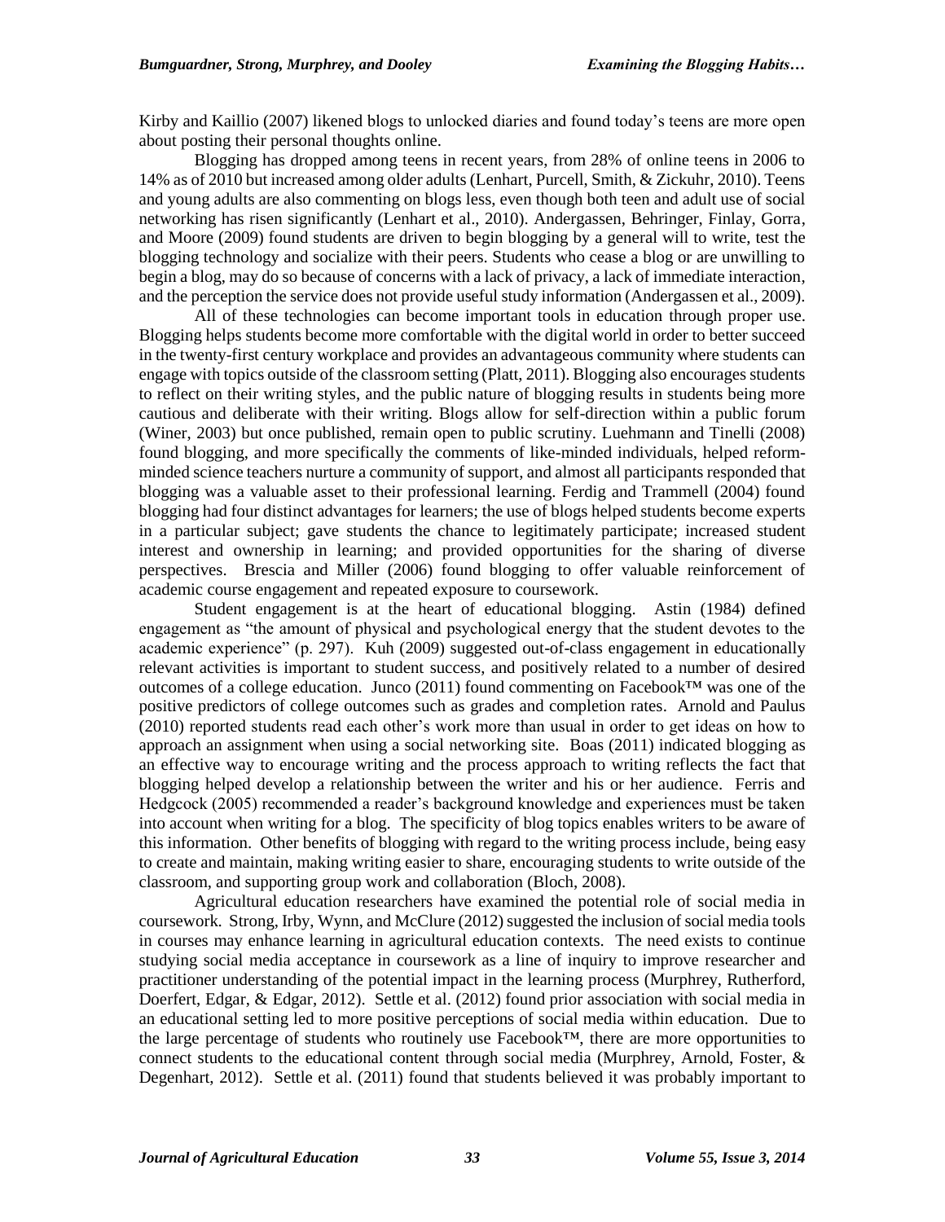Kirby and Kaillio (2007) likened blogs to unlocked diaries and found today's teens are more open about posting their personal thoughts online.

Blogging has dropped among teens in recent years, from 28% of online teens in 2006 to 14% as of 2010 but increased among older adults (Lenhart, Purcell, Smith, & Zickuhr, 2010). Teens and young adults are also commenting on blogs less, even though both teen and adult use of social networking has risen significantly (Lenhart et al., 2010). Andergassen, Behringer, Finlay, Gorra, and Moore (2009) found students are driven to begin blogging by a general will to write, test the blogging technology and socialize with their peers. Students who cease a blog or are unwilling to begin a blog, may do so because of concerns with a lack of privacy, a lack of immediate interaction, and the perception the service does not provide useful study information (Andergassen et al., 2009).

All of these technologies can become important tools in education through proper use. Blogging helps students become more comfortable with the digital world in order to better succeed in the twenty-first century workplace and provides an advantageous community where students can engage with topics outside of the classroom setting (Platt, 2011). Blogging also encourages students to reflect on their writing styles, and the public nature of blogging results in students being more cautious and deliberate with their writing. Blogs allow for self-direction within a public forum (Winer, 2003) but once published, remain open to public scrutiny. Luehmann and Tinelli (2008) found blogging, and more specifically the comments of like-minded individuals, helped reform-minded science teachers nurture a community of support, and almost all participants responded that blogging was a valuable asset to their professional learning. Ferdig and Trammell (2004) found blogging had four distinct advantages for learners; the use of blogs helped students become experts in a particular subject; gave students the chance to legitimately participate; increased student interest and ownership in learning; and provided opportunities for the sharing of diverse perspectives. Brescia and Miller (2006) found blogging to offer valuable reinforcement of academic course engagement and repeated exposure to coursework.

Student engagement is at the heart of educational blogging. Astin (1984) defined engagement as "the amount of physical and psychological energy that the student devotes to the academic experience" (p. 297). Kuh (2009) suggested out-of-class engagement in educationally relevant activities is important to student success, and positively related to a number of desired outcomes of a college education. Junco (2011) found commenting on Facebook™ was one of the positive predictors of college outcomes such as grades and completion rates. Arnold and Paulus (2010) reported students read each other's work more than usual in order to get ideas on how to approach an assignment when using a social networking site. Boas (2011) indicated blogging as an effective way to encourage writing and the process approach to writing reflects the fact that blogging helped develop a relationship between the writer and his or her audience. Ferris and Hedgcock (2005) recommended a reader's background knowledge and experiences must be taken into account when writing for a blog. The specificity of blog topics enables writers to be aware of this information. Other benefits of blogging with regard to the writing process include, being easy to create and maintain, making writing easier to share, encouraging students to write outside of the classroom, and supporting group work and collaboration (Bloch, 2008).

Agricultural education researchers have examined the potential role of social media in coursework. Strong, Irby, Wynn, and McClure (2012) suggested the inclusion of social media tools in courses may enhance learning in agricultural education contexts. The need exists to continue studying social media acceptance in coursework as a line of inquiry to improve researcher and practitioner understanding of the potential impact in the learning process (Murphrey, Rutherford, Doerfert, Edgar, & Edgar, 2012). Settle et al. (2012) found prior association with social media in an educational setting led to more positive perceptions of social media within education. Due to the large percentage of students who routinely use Facebook™, there are more opportunities to connect students to the educational content through social media (Murphrey, Arnold, Foster, & Degenhart, 2012). Settle et al. (2011) found that students believed it was probably important to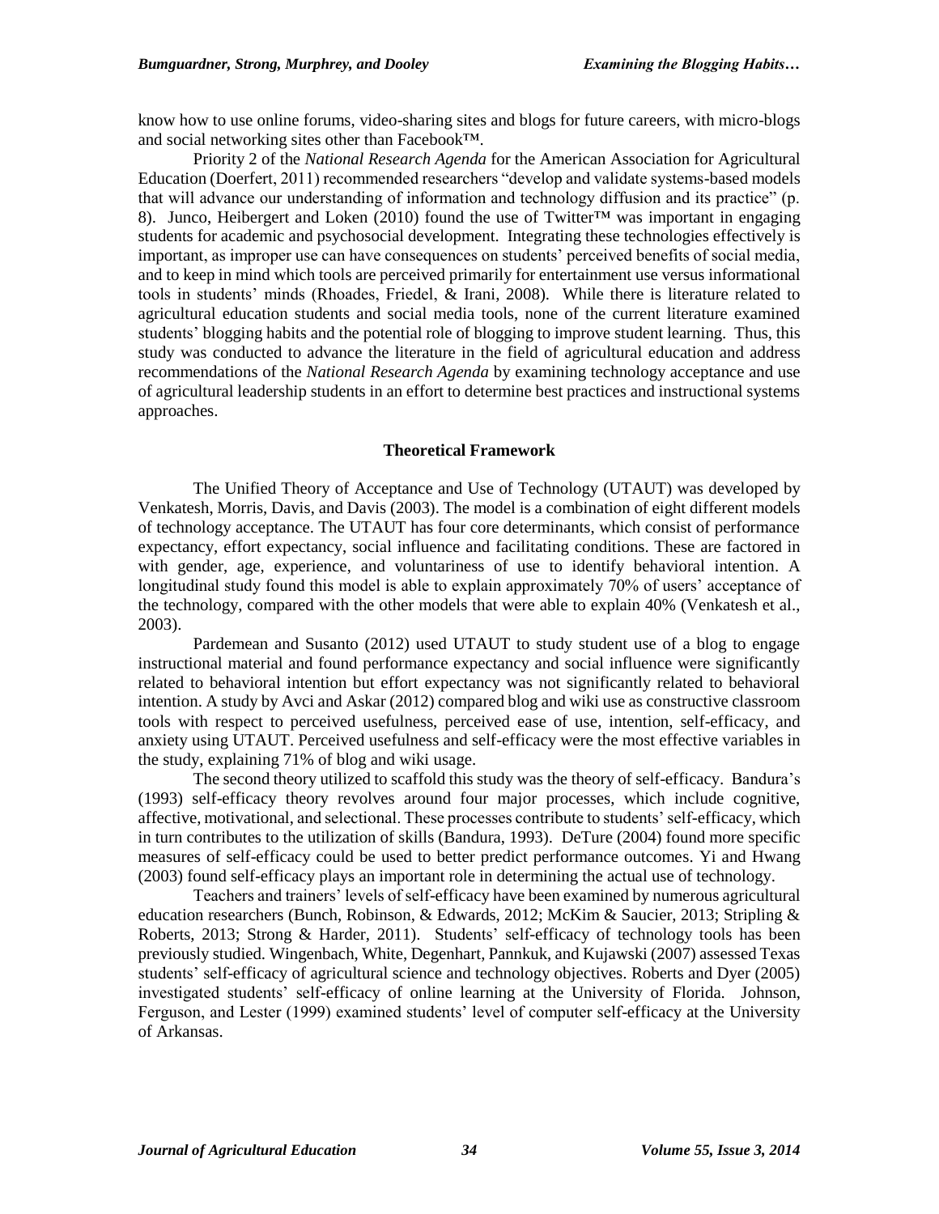know how to use online forums, video-sharing sites and blogs for future careers, with micro-blogs and social networking sites other than Facebook™.

Priority 2 of the *National Research Agenda* for the American Association for Agricultural Education (Doerfert, 2011) recommended researchers "develop and validate systems-based models that will advance our understanding of information and technology diffusion and its practice" (p. 8). Junco, Heibergert and Loken (2010) found the use of Twitter™ was important in engaging students for academic and psychosocial development. Integrating these technologies effectively is important, as improper use can have consequences on students' perceived benefits of social media, and to keep in mind which tools are perceived primarily for entertainment use versus informational tools in students' minds (Rhoades, Friedel, & Irani, 2008). While there is literature related to agricultural education students and social media tools, none of the current literature examined students' blogging habits and the potential role of blogging to improve student learning. Thus, this study was conducted to advance the literature in the field of agricultural education and address recommendations of the *National Research Agenda* by examining technology acceptance and use of agricultural leadership students in an effort to determine best practices and instructional systems approaches.

## Theoretical Framework

The Unified Theory of Acceptance and Use of Technology (UTAUT) was developed by Venkatesh, Morris, Davis, and Davis (2003). The model is a combination of eight different models of technology acceptance. The UTAUT has four core determinants, which consist of performance expectancy, effort expectancy, social influence and facilitating conditions. These are factored in with gender, age, experience, and voluntariness of use to identify behavioral intention. A longitudinal study found this model is able to explain approximately 70% of users' acceptance of the technology, compared with the other models that were able to explain 40% (Venkatesh et al., 2003).

Pardemean and Susanto (2012) used UTAUT to study student use of a blog to engage instructional material and found performance expectancy and social influence were significantly related to behavioral intention but effort expectancy was not significantly related to behavioral intention. A study by Avci and Askar (2012) compared blog and wiki use as constructive classroom tools with respect to perceived usefulness, perceived ease of use, intention, self-efficacy, and anxiety using UTAUT. Perceived usefulness and self-efficacy were the most effective variables in the study, explaining 71% of blog and wiki usage.

The second theory utilized to scaffold this study was the theory of self-efficacy. Bandura's (1993) self-efficacy theory revolves around four major processes, which include cognitive, affective, motivational, and selectional. These processes contribute to students' self-efficacy, which in turn contributes to the utilization of skills (Bandura, 1993). DeTure (2004) found more specific measures of self-efficacy could be used to better predict performance outcomes. Yi and Hwang (2003) found self-efficacy plays an important role in determining the actual use of technology.

Teachers and trainers' levels of self-efficacy have been examined by numerous agricultural education researchers (Bunch, Robinson, & Edwards, 2012; McKim & Saucier, 2013; Stripling & Roberts, 2013; Strong & Harder, 2011). Students' self-efficacy of technology tools has been previously studied. Wingenbach, White, Degenhart, Pannkuk, and Kujawski (2007) assessed Texas students' self-efficacy of agricultural science and technology objectives. Roberts and Dyer (2005) investigated students' self-efficacy of online learning at the University of Florida. Johnson, Ferguson, and Lester (1999) examined students' level of computer self-efficacy at the University of Arkansas.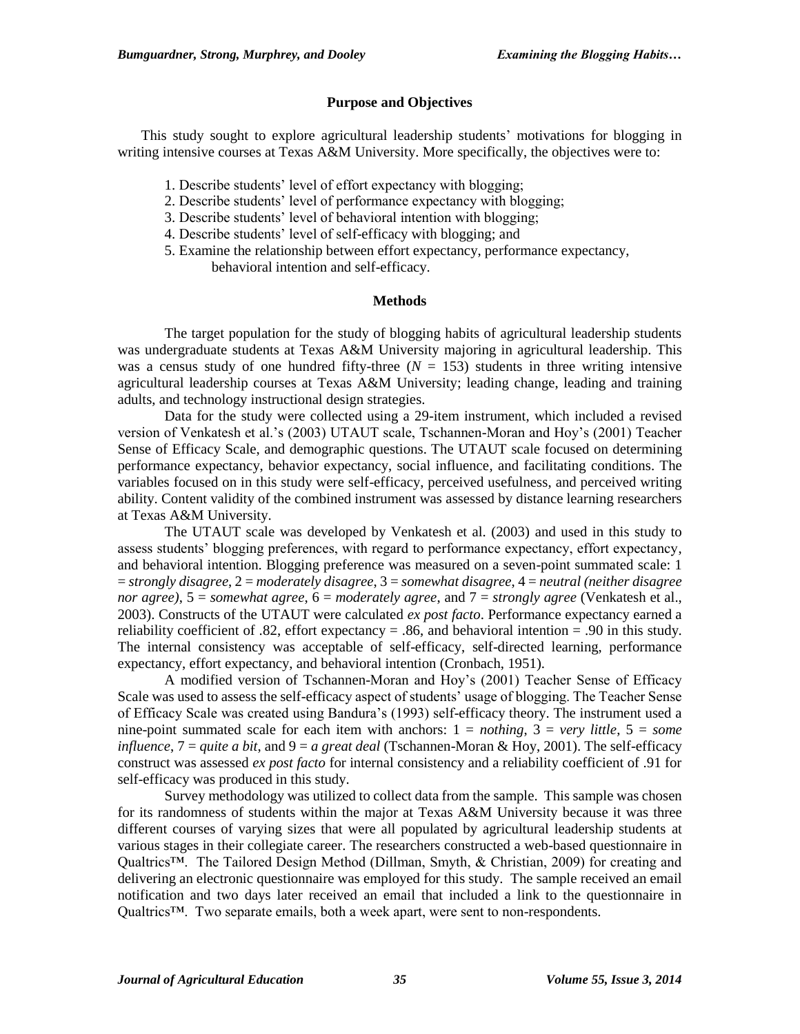## Purpose and Objectives

This study sought to explore agricultural leadership students' motivations for blogging in writing intensive courses at Texas A&M University. More specifically, the objectives were to:

1. Describe students' level of effort expectancy with blogging;
2. Describe students' level of performance expectancy with blogging;
3. Describe students' level of behavioral intention with blogging;
4. Describe students' level of self-efficacy with blogging; and
5. Examine the relationship between effort expectancy, performance expectancy, behavioral intention and self-efficacy.

## Methods

The target population for the study of blogging habits of agricultural leadership students was undergraduate students at Texas A&M University majoring in agricultural leadership. This was a census study of one hundred fifty-three ($N$ = 153) students in three writing intensive agricultural leadership courses at Texas A&M University; leading change, leading and training adults, and technology instructional design strategies.

Data for the study were collected using a 29-item instrument, which included a revised version of Venkatesh et al.'s (2003) UTAUT scale, Tschannen-Moran and Hoy's (2001) Teacher Sense of Efficacy Scale, and demographic questions. The UTAUT scale focused on determining performance expectancy, behavior expectancy, social influence, and facilitating conditions. The variables focused on in this study were self-efficacy, perceived usefulness, and perceived writing ability. Content validity of the combined instrument was assessed by distance learning researchers at Texas A&M University.

The UTAUT scale was developed by Venkatesh et al. (2003) and used in this study to assess students' blogging preferences, with regard to performance expectancy, effort expectancy, and behavioral intention. Blogging preference was measured on a seven-point summated scale: 1 = *strongly disagree*, 2 = *moderately disagree*, 3 = *somewhat disagree*, 4 = *neutral (neither disagree nor agree)*, 5 = *somewhat agree*, 6 = *moderately agree*, and 7 = *strongly agree* (Venkatesh et al., 2003). Constructs of the UTAUT were calculated *ex post facto*. Performance expectancy earned a reliability coefficient of .82, effort expectancy = .86, and behavioral intention = .90 in this study. The internal consistency was acceptable of self-efficacy, self-directed learning, performance expectancy, effort expectancy, and behavioral intention (Cronbach, 1951).

A modified version of Tschannen-Moran and Hoy's (2001) Teacher Sense of Efficacy Scale was used to assess the self-efficacy aspect of students' usage of blogging. The Teacher Sense of Efficacy Scale was created using Bandura's (1993) self-efficacy theory. The instrument used a nine-point summated scale for each item with anchors: 1 = *nothing*, 3 = *very little*, 5 = *some influence*, 7 = *quite a bit*, and 9 = *a great deal* (Tschannen-Moran & Hoy, 2001). The self-efficacy construct was assessed *ex post facto* for internal consistency and a reliability coefficient of .91 for self-efficacy was produced in this study.

Survey methodology was utilized to collect data from the sample. This sample was chosen for its randomness of students within the major at Texas A&M University because it was three different courses of varying sizes that were all populated by agricultural leadership students at various stages in their collegiate career. The researchers constructed a web-based questionnaire in Qualtrics™. The Tailored Design Method (Dillman, Smyth, & Christian, 2009) for creating and delivering an electronic questionnaire was employed for this study. The sample received an email notification and two days later received an email that included a link to the questionnaire in Qualtrics™. Two separate emails, both a week apart, were sent to non-respondents.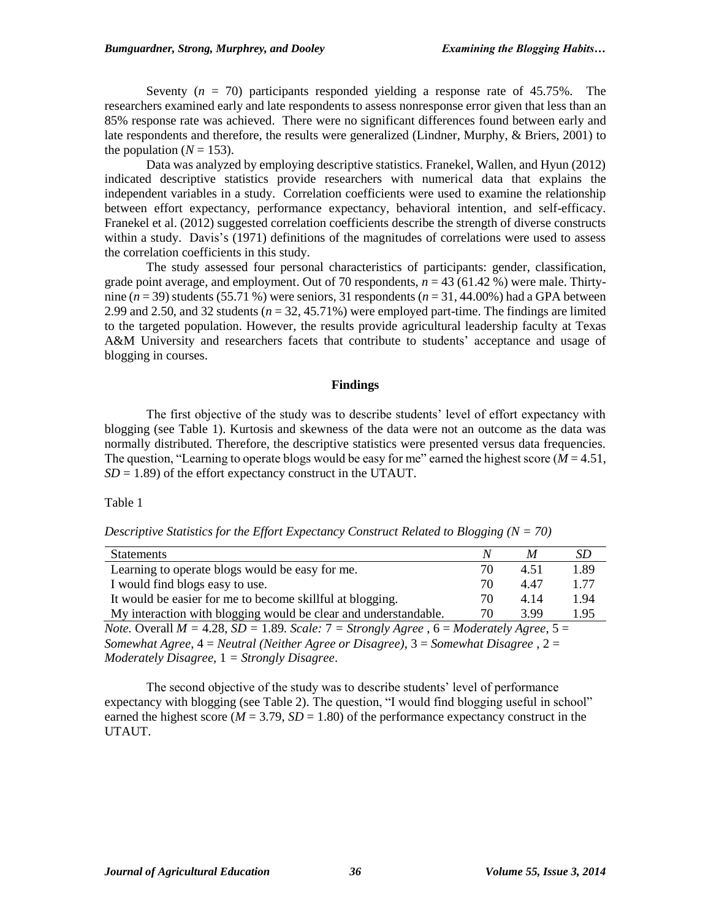Seventy ($n$ = 70) participants responded yielding a response rate of 45.75%. The researchers examined early and late respondents to assess nonresponse error given that less than an 85% response rate was achieved. There were no significant differences found between early and late respondents and therefore, the results were generalized (Lindner, Murphy, & Briers, 2001) to the population ($N$ = 153).

Data was analyzed by employing descriptive statistics. Franekel, Wallen, and Hyun (2012) indicated descriptive statistics provide researchers with numerical data that explains the independent variables in a study. Correlation coefficients were used to examine the relationship between effort expectancy, performance expectancy, behavioral intention, and self-efficacy. Franekel et al. (2012) suggested correlation coefficients describe the strength of diverse constructs within a study. Davis's (1971) definitions of the magnitudes of correlations were used to assess the correlation coefficients in this study.

The study assessed four personal characteristics of participants: gender, classification, grade point average, and employment. Out of 70 respondents, $n$ = 43 (61.42 %) were male. Thirty-nine ($n$ = 39) students (55.71 %) were seniors, 31 respondents ($n$ = 31, 44.00%) had a GPA between 2.99 and 2.50, and 32 students ($n$ = 32, 45.71%) were employed part-time. The findings are limited to the targeted population. However, the results provide agricultural leadership faculty at Texas A&M University and researchers facets that contribute to students' acceptance and usage of blogging in courses.

## Findings

The first objective of the study was to describe students' level of effort expectancy with blogging (see Table 1). Kurtosis and skewness of the data were not an outcome as the data was normally distributed. Therefore, the descriptive statistics were presented versus data frequencies. The question, "Learning to operate blogs would be easy for me" earned the highest score ($M$ = 4.51, $SD$ = 1.89) of the effort expectancy construct in the UTAUT.

Table 1

*Descriptive Statistics for the Effort Expectancy Construct Related to Blogging (N = 70)*

| Statements | *N* | *M* | *SD* |
|---|---|---|---|
| Learning to operate blogs would be easy for me. | 70 | 4.51 | 1.89 |
| I would find blogs easy to use. | 70 | 4.47 | 1.77 |
| It would be easier for me to become skillful at blogging. | 70 | 4.14 | 1.94 |
| My interaction with blogging would be clear and understandable. | 70 | 3.99 | 1.95 |

*Note.* Overall $M$ = 4.28, $SD$ = 1.89. *Scale:* 7 = *Strongly Agree* , 6 = *Moderately Agree*, 5 = *Somewhat Agree*, 4 = *Neutral (Neither Agree or Disagree)*, 3 = *Somewhat Disagree* , 2 = *Moderately Disagree*, 1 = *Strongly Disagree*.

The second objective of the study was to describe students' level of performance expectancy with blogging (see Table 2). The question, "I would find blogging useful in school" earned the highest score ($M$ = 3.79, $SD$ = 1.80) of the performance expectancy construct in the UTAUT.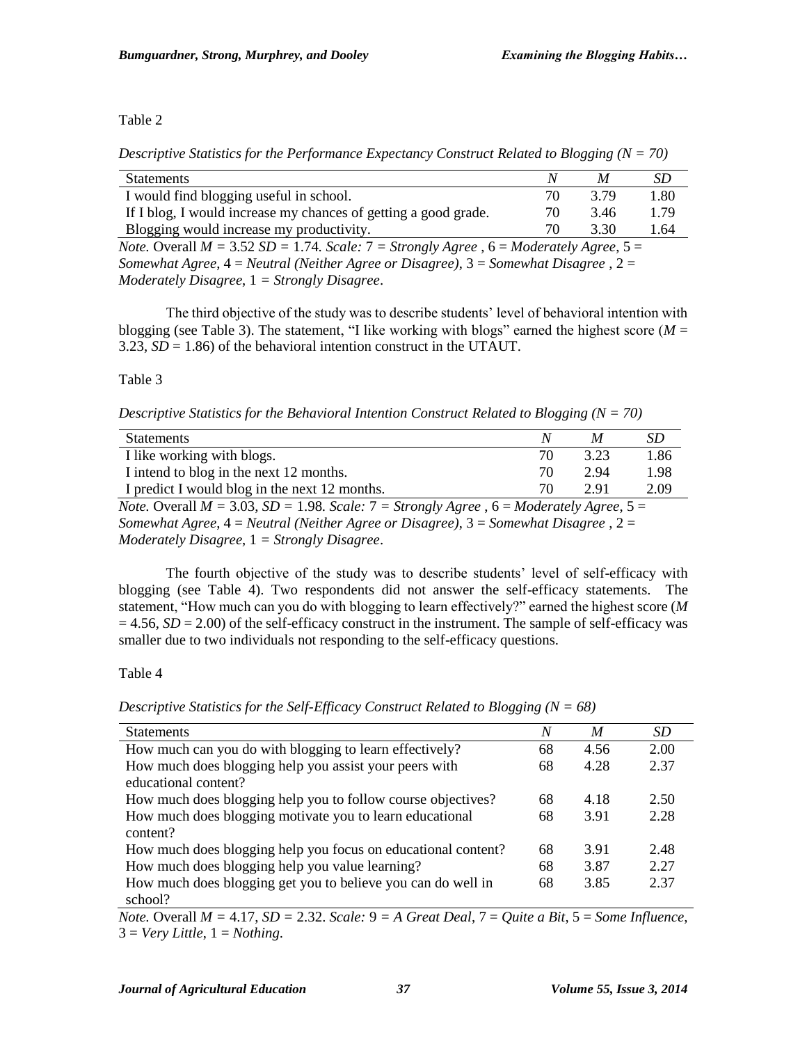Table 2

*Descriptive Statistics for the Performance Expectancy Construct Related to Blogging (N = 70)*

| Statements | *N* | *M* | *SD* |
|---|---|---|---|
| I would find blogging useful in school. | 70 | 3.79 | 1.80 |
| If I blog, I would increase my chances of getting a good grade. | 70 | 3.46 | 1.79 |
| Blogging would increase my productivity. | 70 | 3.30 | 1.64 |

*Note.* Overall $M = 3.52$ $SD = 1.74$. *Scale:* 7 = *Strongly Agree* , 6 = *Moderately Agree*, 5 = *Somewhat Agree*, 4 = *Neutral (Neither Agree or Disagree)*, 3 = *Somewhat Disagree* , 2 = *Moderately Disagree*, 1 = *Strongly Disagree*.

The third objective of the study was to describe students' level of behavioral intention with blogging (see Table 3). The statement, "I like working with blogs" earned the highest score ($M = 3.23$, $SD = 1.86$) of the behavioral intention construct in the UTAUT.

Table 3

*Descriptive Statistics for the Behavioral Intention Construct Related to Blogging (N = 70)*

| Statements | *N* | *M* | *SD* |
|---|---|---|---|
| I like working with blogs. | 70 | 3.23 | 1.86 |
| I intend to blog in the next 12 months. | 70 | 2.94 | 1.98 |
| I predict I would blog in the next 12 months. | 70 | 2.91 | 2.09 |

*Note.* Overall $M = 3.03$, $SD = 1.98$. *Scale:* 7 = *Strongly Agree* , 6 = *Moderately Agree*, 5 = *Somewhat Agree*, 4 = *Neutral (Neither Agree or Disagree)*, 3 = *Somewhat Disagree* , 2 = *Moderately Disagree*, 1 = *Strongly Disagree*.

The fourth objective of the study was to describe students' level of self-efficacy with blogging (see Table 4). Two respondents did not answer the self-efficacy statements. The statement, "How much can you do with blogging to learn effectively?" earned the highest score ($M = 4.56$, $SD = 2.00$) of the self-efficacy construct in the instrument. The sample of self-efficacy was smaller due to two individuals not responding to the self-efficacy questions.

Table 4

*Descriptive Statistics for the Self-Efficacy Construct Related to Blogging (N = 68)*

| Statements | *N* | *M* | *SD* |
|---|---|---|---|
| How much can you do with blogging to learn effectively? | 68 | 4.56 | 2.00 |
| How much does blogging help you assist your peers with educational content? | 68 | 4.28 | 2.37 |
| How much does blogging help you to follow course objectives? | 68 | 4.18 | 2.50 |
| How much does blogging motivate you to learn educational content? | 68 | 3.91 | 2.28 |
| How much does blogging help you focus on educational content? | 68 | 3.91 | 2.48 |
| How much does blogging help you value learning? | 68 | 3.87 | 2.27 |
| How much does blogging get you to believe you can do well in school? | 68 | 3.85 | 2.37 |

*Note.* Overall $M = 4.17$, $SD = 2.32$. *Scale:* 9 = *A Great Deal*, 7 = *Quite a Bit*, 5 = *Some Influence*, 3 = *Very Little*, 1 = *Nothing*.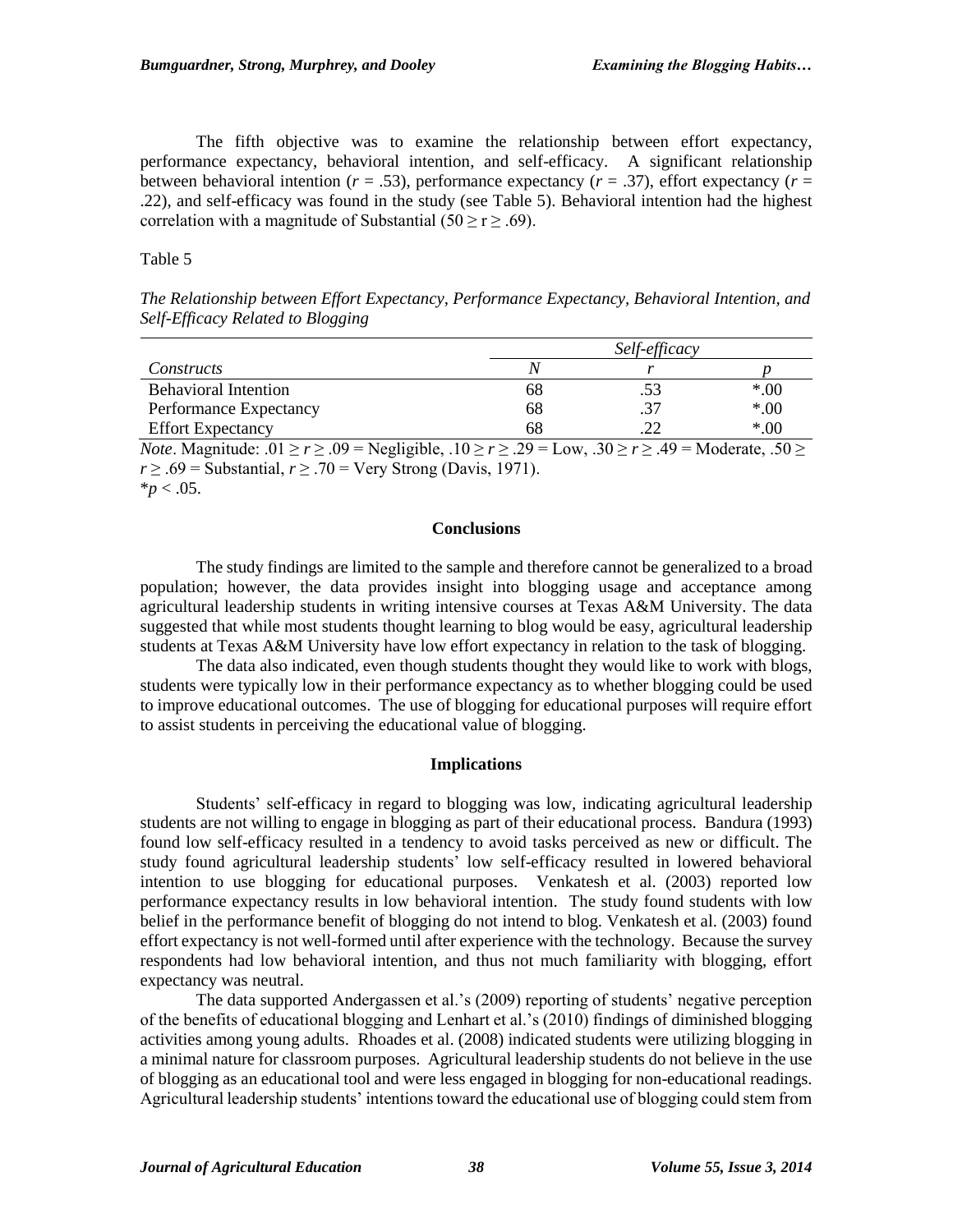The fifth objective was to examine the relationship between effort expectancy, performance expectancy, behavioral intention, and self-efficacy. A significant relationship between behavioral intention ($r$ = .53), performance expectancy ($r$ = .37), effort expectancy ($r$ = .22), and self-efficacy was found in the study (see Table 5). Behavioral intention had the highest correlation with a magnitude of Substantial ($50 \geq r \geq .69$).

Table 5

*The Relationship between Effort Expectancy, Performance Expectancy, Behavioral Intention, and Self-Efficacy Related to Blogging*

| | *Self-efficacy* | | |
|---|---|---|---|
| *Constructs* | *N* | *r* | *p* |
| Behavioral Intention | 68 | .53 | *.00 |
| Performance Expectancy | 68 | .37 | *.00 |
| Effort Expectancy | 68 | .22 | *.00 |

*Note*. Magnitude: $.01 \geq r \geq .09$ = Negligible, $.10 \geq r \geq .29$ = Low, $.30 \geq r \geq .49$ = Moderate, $.50 \geq r \geq .69$ = Substantial, $r \geq .70$ = Very Strong (Davis, 1971).
*$p < .05$.

## Conclusions

The study findings are limited to the sample and therefore cannot be generalized to a broad population; however, the data provides insight into blogging usage and acceptance among agricultural leadership students in writing intensive courses at Texas A&M University. The data suggested that while most students thought learning to blog would be easy, agricultural leadership students at Texas A&M University have low effort expectancy in relation to the task of blogging.

The data also indicated, even though students thought they would like to work with blogs, students were typically low in their performance expectancy as to whether blogging could be used to improve educational outcomes. The use of blogging for educational purposes will require effort to assist students in perceiving the educational value of blogging.

## Implications

Students' self-efficacy in regard to blogging was low, indicating agricultural leadership students are not willing to engage in blogging as part of their educational process. Bandura (1993) found low self-efficacy resulted in a tendency to avoid tasks perceived as new or difficult. The study found agricultural leadership students' low self-efficacy resulted in lowered behavioral intention to use blogging for educational purposes. Venkatesh et al. (2003) reported low performance expectancy results in low behavioral intention. The study found students with low belief in the performance benefit of blogging do not intend to blog. Venkatesh et al. (2003) found effort expectancy is not well-formed until after experience with the technology. Because the survey respondents had low behavioral intention, and thus not much familiarity with blogging, effort expectancy was neutral.

The data supported Andergassen et al.'s (2009) reporting of students' negative perception of the benefits of educational blogging and Lenhart et al.'s (2010) findings of diminished blogging activities among young adults. Rhoades et al. (2008) indicated students were utilizing blogging in a minimal nature for classroom purposes. Agricultural leadership students do not believe in the use of blogging as an educational tool and were less engaged in blogging for non-educational readings. Agricultural leadership students' intentions toward the educational use of blogging could stem from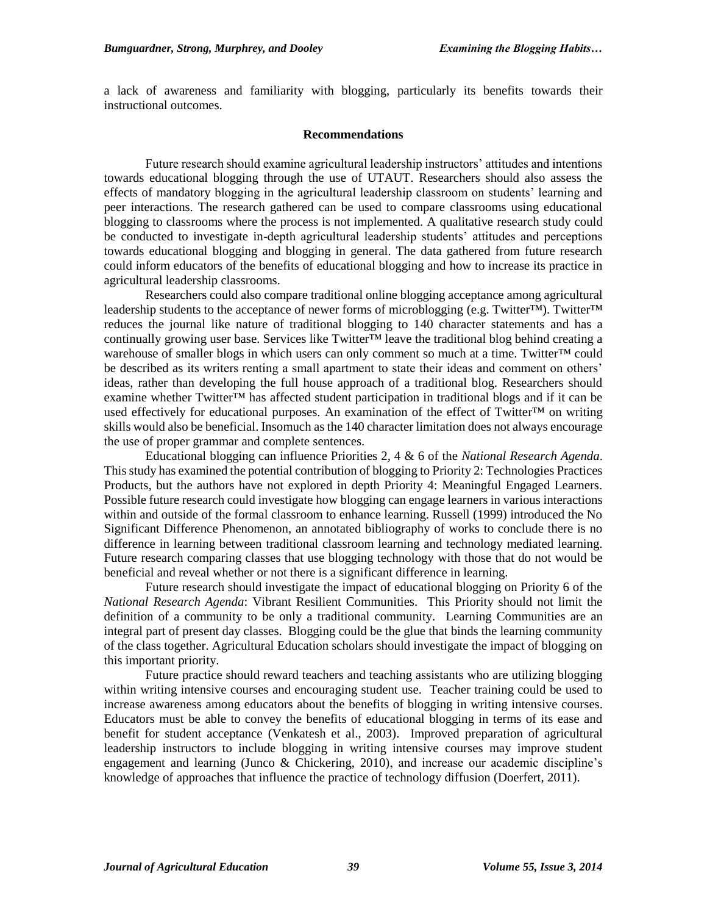a lack of awareness and familiarity with blogging, particularly its benefits towards their instructional outcomes.

## Recommendations

Future research should examine agricultural leadership instructors' attitudes and intentions towards educational blogging through the use of UTAUT. Researchers should also assess the effects of mandatory blogging in the agricultural leadership classroom on students' learning and peer interactions. The research gathered can be used to compare classrooms using educational blogging to classrooms where the process is not implemented. A qualitative research study could be conducted to investigate in-depth agricultural leadership students' attitudes and perceptions towards educational blogging and blogging in general. The data gathered from future research could inform educators of the benefits of educational blogging and how to increase its practice in agricultural leadership classrooms.

Researchers could also compare traditional online blogging acceptance among agricultural leadership students to the acceptance of newer forms of microblogging (e.g. Twitter™). Twitter™ reduces the journal like nature of traditional blogging to 140 character statements and has a continually growing user base. Services like Twitter™ leave the traditional blog behind creating a warehouse of smaller blogs in which users can only comment so much at a time. Twitter™ could be described as its writers renting a small apartment to state their ideas and comment on others' ideas, rather than developing the full house approach of a traditional blog. Researchers should examine whether Twitter™ has affected student participation in traditional blogs and if it can be used effectively for educational purposes. An examination of the effect of Twitter™ on writing skills would also be beneficial. Insomuch as the 140 character limitation does not always encourage the use of proper grammar and complete sentences.

Educational blogging can influence Priorities 2, 4 & 6 of the *National Research Agenda*. This study has examined the potential contribution of blogging to Priority 2: Technologies Practices Products, but the authors have not explored in depth Priority 4: Meaningful Engaged Learners. Possible future research could investigate how blogging can engage learners in various interactions within and outside of the formal classroom to enhance learning. Russell (1999) introduced the No Significant Difference Phenomenon, an annotated bibliography of works to conclude there is no difference in learning between traditional classroom learning and technology mediated learning. Future research comparing classes that use blogging technology with those that do not would be beneficial and reveal whether or not there is a significant difference in learning.

Future research should investigate the impact of educational blogging on Priority 6 of the *National Research Agenda*: Vibrant Resilient Communities. This Priority should not limit the definition of a community to be only a traditional community. Learning Communities are an integral part of present day classes. Blogging could be the glue that binds the learning community of the class together. Agricultural Education scholars should investigate the impact of blogging on this important priority.

Future practice should reward teachers and teaching assistants who are utilizing blogging within writing intensive courses and encouraging student use. Teacher training could be used to increase awareness among educators about the benefits of blogging in writing intensive courses. Educators must be able to convey the benefits of educational blogging in terms of its ease and benefit for student acceptance (Venkatesh et al., 2003). Improved preparation of agricultural leadership instructors to include blogging in writing intensive courses may improve student engagement and learning (Junco & Chickering, 2010), and increase our academic discipline's knowledge of approaches that influence the practice of technology diffusion (Doerfert, 2011).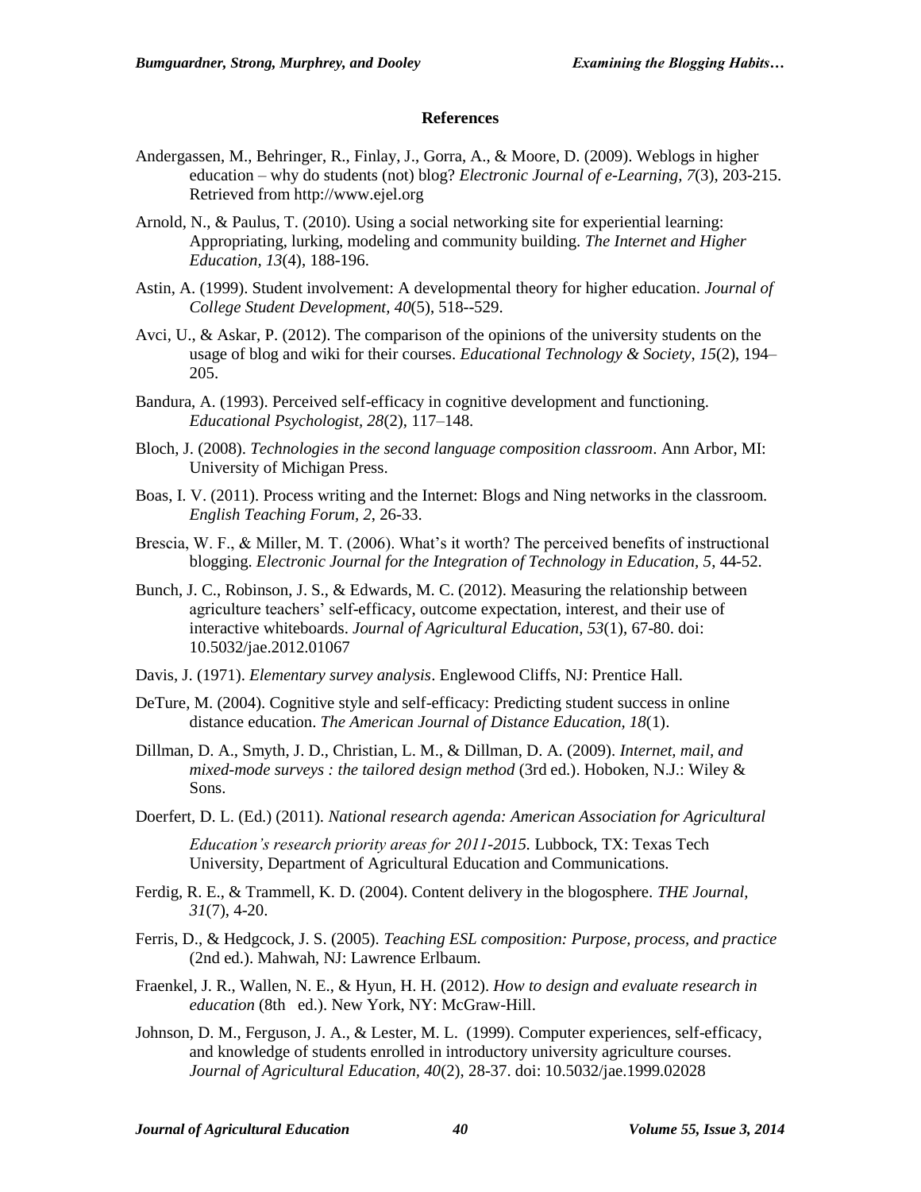## References

Andergassen, M., Behringer, R., Finlay, J., Gorra, A., & Moore, D. (2009). Weblogs in higher education – why do students (not) blog? *Electronic Journal of e-Learning, 7*(3), 203-215. Retrieved from http://www.ejel.org

Arnold, N., & Paulus, T. (2010). Using a social networking site for experiential learning: Appropriating, lurking, modeling and community building. *The Internet and Higher Education*, *13*(4), 188-196.

Astin, A. (1999). Student involvement: A developmental theory for higher education. *Journal of College Student Development*, *40*(5), 518--529.

Avci, U., & Askar, P. (2012). The comparison of the opinions of the university students on the usage of blog and wiki for their courses. *Educational Technology & Society*, *15*(2), 194–205.

Bandura, A. (1993). Perceived self-efficacy in cognitive development and functioning. *Educational Psychologist, 28*(2), 117–148.

Bloch, J. (2008). *Technologies in the second language composition classroom*. Ann Arbor, MI: University of Michigan Press.

Boas, I. V. (2011). Process writing and the Internet: Blogs and Ning networks in the classroom. *English Teaching Forum, 2*, 26-33.

Brescia, W. F., & Miller, M. T. (2006). What's it worth? The perceived benefits of instructional blogging. *Electronic Journal for the Integration of Technology in Education, 5*, 44-52.

Bunch, J. C., Robinson, J. S., & Edwards, M. C. (2012). Measuring the relationship between agriculture teachers' self-efficacy, outcome expectation, interest, and their use of interactive whiteboards. *Journal of Agricultural Education*, *53*(1), 67-80. doi: 10.5032/jae.2012.01067

Davis, J. (1971). *Elementary survey analysis*. Englewood Cliffs, NJ: Prentice Hall.

DeTure, M. (2004). Cognitive style and self-efficacy: Predicting student success in online distance education. *The American Journal of Distance Education, 18*(1).

Dillman, D. A., Smyth, J. D., Christian, L. M., & Dillman, D. A. (2009). *Internet, mail, and mixed-mode surveys : the tailored design method* (3rd ed.). Hoboken, N.J.: Wiley & Sons.

Doerfert, D. L. (Ed.) (2011). *National research agenda: American Association for Agricultural Education's research priority areas for 2011-2015.* Lubbock, TX: Texas Tech University, Department of Agricultural Education and Communications.

Ferdig, R. E., & Trammell, K. D. (2004). Content delivery in the blogosphere. *THE Journal, 31*(7), 4-20.

Ferris, D., & Hedgcock, J. S. (2005). *Teaching ESL composition: Purpose, process, and practice* (2nd ed.). Mahwah, NJ: Lawrence Erlbaum.

Fraenkel, J. R., Wallen, N. E., & Hyun, H. H. (2012). *How to design and evaluate research in education* (8th ed.). New York, NY: McGraw-Hill.

Johnson, D. M., Ferguson, J. A., & Lester, M. L. (1999). Computer experiences, self-efficacy, and knowledge of students enrolled in introductory university agriculture courses. *Journal of Agricultural Education*, *40*(2), 28-37. doi: 10.5032/jae.1999.02028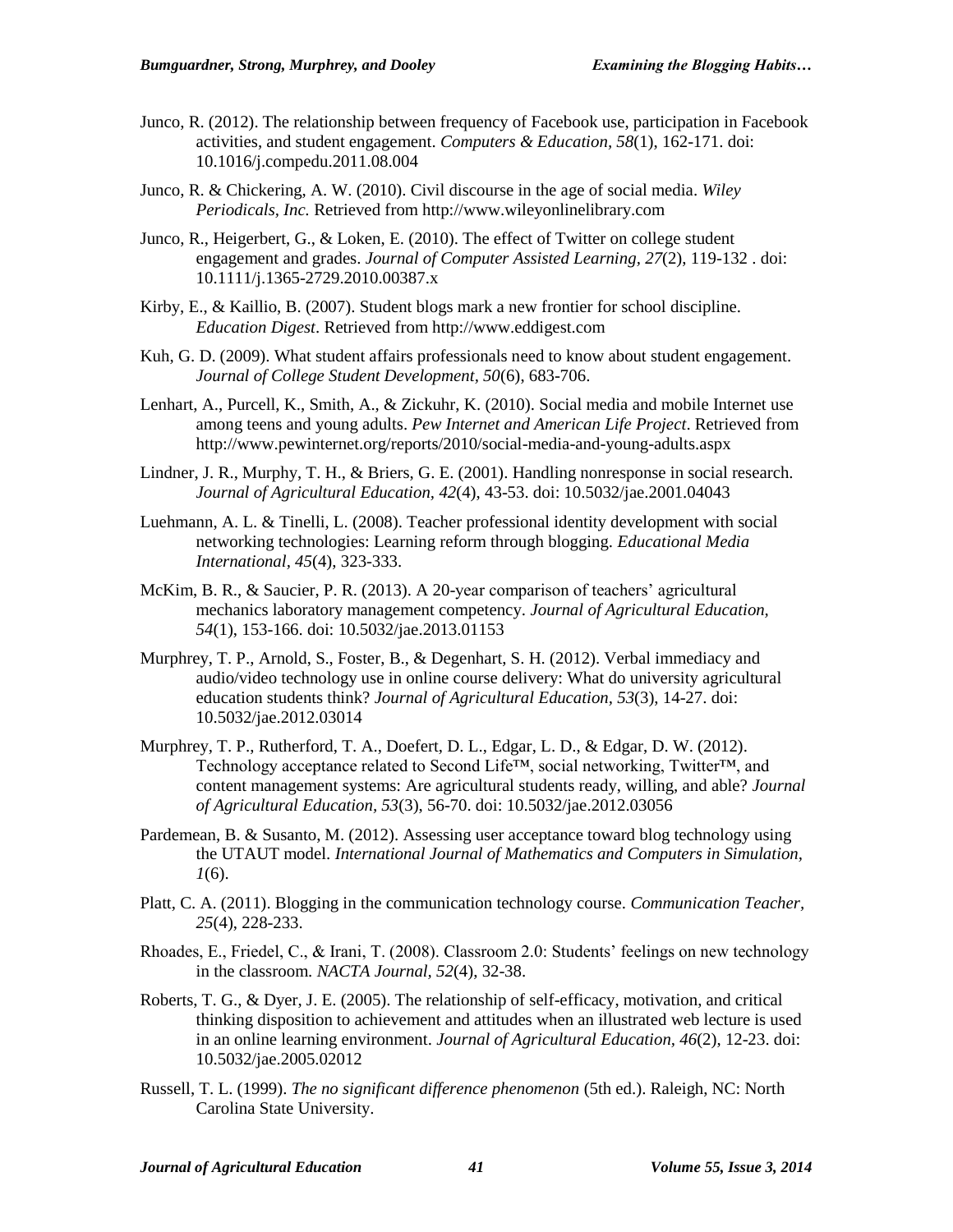Junco, R. (2012). The relationship between frequency of Facebook use, participation in Facebook activities, and student engagement. *Computers & Education, 58*(1), 162-171. doi: 10.1016/j.compedu.2011.08.004

Junco, R. & Chickering, A. W. (2010). Civil discourse in the age of social media. *Wiley Periodicals, Inc.* Retrieved from http://www.wileyonlinelibrary.com

Junco, R., Heigerbert, G., & Loken, E. (2010). The effect of Twitter on college student engagement and grades. *Journal of Computer Assisted Learning, 27*(2), 119-132 . doi: 10.1111/j.1365-2729.2010.00387.x

Kirby, E., & Kaillio, B. (2007). Student blogs mark a new frontier for school discipline. *Education Digest*. Retrieved from http://www.eddigest.com

Kuh, G. D. (2009). What student affairs professionals need to know about student engagement. *Journal of College Student Development, 50*(6), 683-706.

Lenhart, A., Purcell, K., Smith, A., & Zickuhr, K. (2010). Social media and mobile Internet use among teens and young adults. *Pew Internet and American Life Project*. Retrieved from http://www.pewinternet.org/reports/2010/social-media-and-young-adults.aspx

Lindner, J. R., Murphy, T. H., & Briers, G. E. (2001). Handling nonresponse in social research. *Journal of Agricultural Education, 42*(4), 43-53. doi: 10.5032/jae.2001.04043

Luehmann, A. L. & Tinelli, L. (2008). Teacher professional identity development with social networking technologies: Learning reform through blogging. *Educational Media International, 45*(4), 323-333.

McKim, B. R., & Saucier, P. R. (2013). A 20-year comparison of teachers' agricultural mechanics laboratory management competency. *Journal of Agricultural Education, 54*(1), 153-166. doi: 10.5032/jae.2013.01153

Murphrey, T. P., Arnold, S., Foster, B., & Degenhart, S. H. (2012). Verbal immediacy and audio/video technology use in online course delivery: What do university agricultural education students think? *Journal of Agricultural Education, 53*(3), 14-27. doi: 10.5032/jae.2012.03014

Murphrey, T. P., Rutherford, T. A., Doefert, D. L., Edgar, L. D., & Edgar, D. W. (2012). Technology acceptance related to Second Life™, social networking, Twitter™, and content management systems: Are agricultural students ready, willing, and able? *Journal of Agricultural Education, 53*(3), 56-70. doi: 10.5032/jae.2012.03056

Pardemean, B. & Susanto, M. (2012). Assessing user acceptance toward blog technology using the UTAUT model. *International Journal of Mathematics and Computers in Simulation, 1*(6).

Platt, C. A. (2011). Blogging in the communication technology course. *Communication Teacher, 25*(4), 228-233.

Rhoades, E., Friedel, C., & Irani, T. (2008). Classroom 2.0: Students' feelings on new technology in the classroom. *NACTA Journal, 52*(4), 32-38.

Roberts, T. G., & Dyer, J. E. (2005). The relationship of self-efficacy, motivation, and critical thinking disposition to achievement and attitudes when an illustrated web lecture is used in an online learning environment. *Journal of Agricultural Education, 46*(2), 12-23. doi: 10.5032/jae.2005.02012

Russell, T. L. (1999). *The no significant difference phenomenon* (5th ed.). Raleigh, NC: North Carolina State University.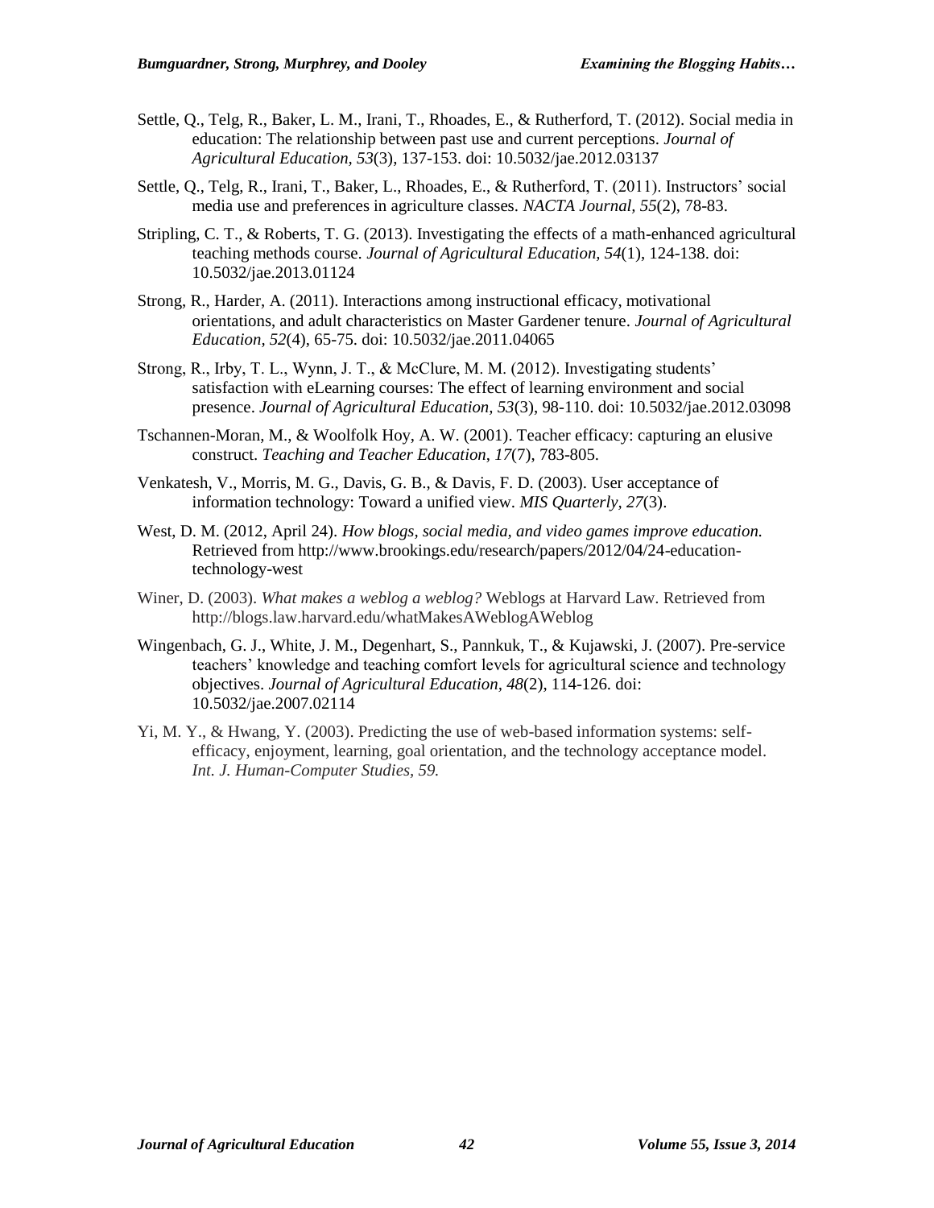Settle, Q., Telg, R., Baker, L. M., Irani, T., Rhoades, E., & Rutherford, T. (2012). Social media in education: The relationship between past use and current perceptions. *Journal of Agricultural Education, 53*(3), 137-153. doi: 10.5032/jae.2012.03137

Settle, Q., Telg, R., Irani, T., Baker, L., Rhoades, E., & Rutherford, T. (2011). Instructors' social media use and preferences in agriculture classes. *NACTA Journal, 55*(2), 78-83.

Stripling, C. T., & Roberts, T. G. (2013). Investigating the effects of a math-enhanced agricultural teaching methods course. *Journal of Agricultural Education, 54*(1), 124-138. doi: 10.5032/jae.2013.01124

Strong, R., Harder, A. (2011). Interactions among instructional efficacy, motivational orientations, and adult characteristics on Master Gardener tenure. *Journal of Agricultural Education, 52*(4), 65-75. doi: 10.5032/jae.2011.04065

Strong, R., Irby, T. L., Wynn, J. T., & McClure, M. M. (2012). Investigating students' satisfaction with eLearning courses: The effect of learning environment and social presence. *Journal of Agricultural Education, 53*(3), 98-110. doi: 10.5032/jae.2012.03098

Tschannen-Moran, M., & Woolfolk Hoy, A. W. (2001). Teacher efficacy: capturing an elusive construct. *Teaching and Teacher Education*, *17*(7), 783-805.

Venkatesh, V., Morris, M. G., Davis, G. B., & Davis, F. D. (2003). User acceptance of information technology: Toward a unified view. *MIS Quarterly, 27*(3).

West, D. M. (2012, April 24). *How blogs, social media, and video games improve education.* Retrieved from http://www.brookings.edu/research/papers/2012/04/24-education-technology-west

Winer, D. (2003). *What makes a weblog a weblog?* Weblogs at Harvard Law. Retrieved from http://blogs.law.harvard.edu/whatMakesAWeblogAWeblog

Wingenbach, G. J., White, J. M., Degenhart, S., Pannkuk, T., & Kujawski, J. (2007). Pre-service teachers' knowledge and teaching comfort levels for agricultural science and technology objectives. *Journal of Agricultural Education, 48*(2), 114-126. doi: 10.5032/jae.2007.02114

Yi, M. Y., & Hwang, Y. (2003). Predicting the use of web-based information systems: self-efficacy, enjoyment, learning, goal orientation, and the technology acceptance model. *Int. J. Human-Computer Studies, 59.*